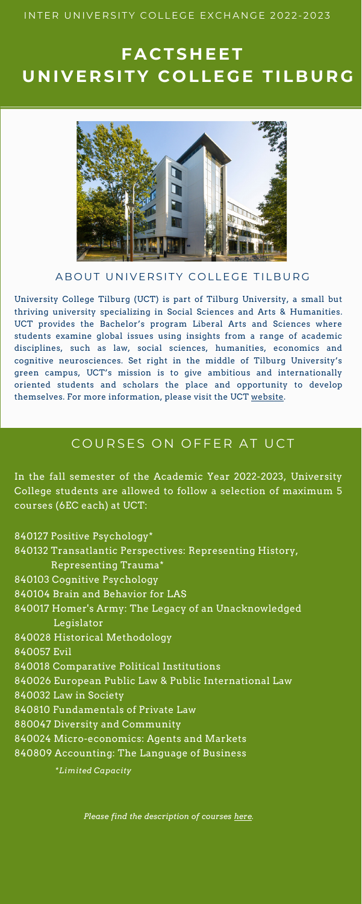INTER UNIVERSITY COLLEGE EXCHANGE 2022-2023

# FACTSHEET UNIVERSITY COLLEGE TILBURG

## ABOUT UNIVERSITY COLLEGE TILBURG

University College Tilburg (UCT) is part of Tilburg University, a small but thriving university specializing in Social Sciences and Arts & Humanities. UCT provides the Bachelor's program Liberal Arts and Sciences where students examine global issues using insights from a range of academic disciplines, such as law, social sciences, humanities, economics and cognitive neurosciences. Set right in the middle of Tilburg University's green campus, UCT's mission is to give ambitious and internationally oriented students and scholars the place and opportunity to develop themselves. For more information, please visit the UCT website.

## COURSES ON OFFER AT UCT

In the fall semester of the Academic Year 2022-2023, University College students are allowed to follow a selection of maximum 5 courses (6EC each) at UCT:

840127 Positive Psychology*
840132 Transatlantic Perspectives: Representing History, Representing Trauma*
840103 Cognitive Psychology
840104 Brain and Behavior for LAS
840017 Homer's Army: The Legacy of an Unacknowledged Legislator
840028 Historical Methodology
840057 Evil
840018 Comparative Political Institutions
840026 European Public Law & Public International Law
840032 Law in Society
840810 Fundamentals of Private Law
880047 Diversity and Community
840024 Micro-economics: Agents and Markets
840809 Accounting: The Language of Business

*\*Limited Capacity*

*Please find the description of courses here.*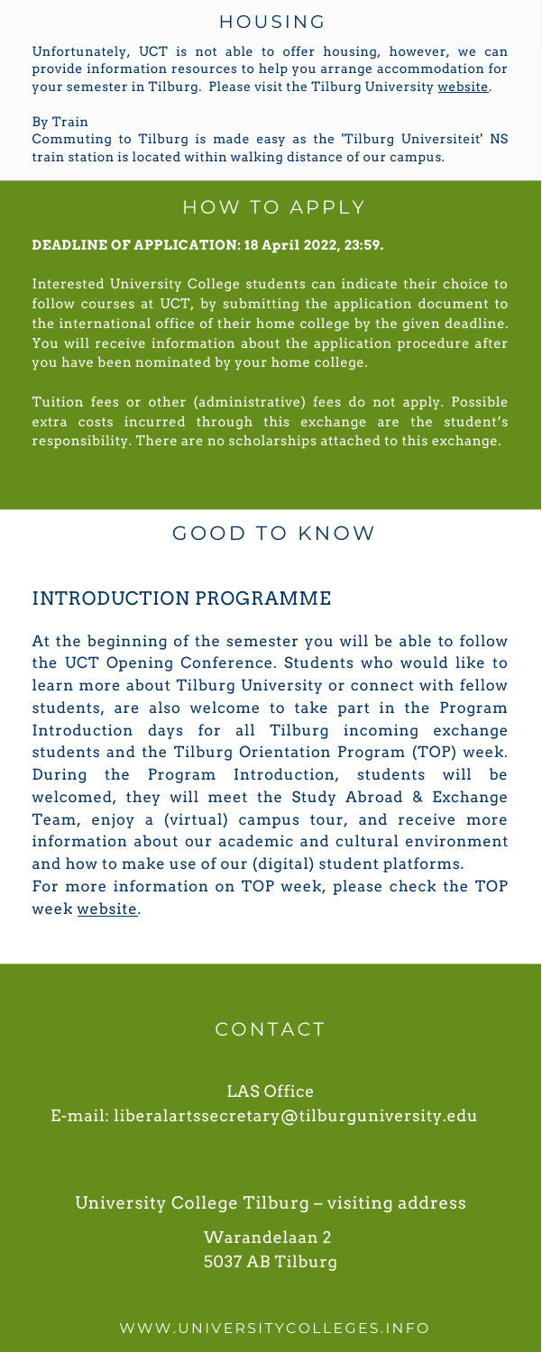## HOUSING

Unfortunately, UCT is not able to offer housing, however, we can provide information resources to help you arrange accommodation for your semester in Tilburg. Please visit the Tilburg University website.

By Train

Commuting to Tilburg is made easy as the 'Tilburg Universiteit' NS train station is located within walking distance of our campus.

## HOW TO APPLY

**DEADLINE OF APPLICATION: 18 April 2022, 23:59.**

Interested University College students can indicate their choice to follow courses at UCT, by submitting the application document to the international office of their home college by the given deadline. You will receive information about the application procedure after you have been nominated by your home college.

Tuition fees or other (administrative) fees do not apply. Possible extra costs incurred through this exchange are the student's responsibility. There are no scholarships attached to this exchange.

## GOOD TO KNOW

### INTRODUCTION PROGRAMME

At the beginning of the semester you will be able to follow the UCT Opening Conference. Students who would like to learn more about Tilburg University or connect with fellow students, are also welcome to take part in the Program Introduction days for all Tilburg incoming exchange students and the Tilburg Orientation Program (TOP) week. During the Program Introduction, students will be welcomed, they will meet the Study Abroad & Exchange Team, enjoy a (virtual) campus tour, and receive more information about our academic and cultural environment and how to make use of our (digital) student platforms.
For more information on TOP week, please check the TOP week website.

## CONTACT

LAS Office
E-mail: liberalartssecretary@tilburguniversity.edu

University College Tilburg – visiting address

Warandelaan 2
5037 AB Tilburg

WWW.UNIVERSITYCOLLEGES.INFO